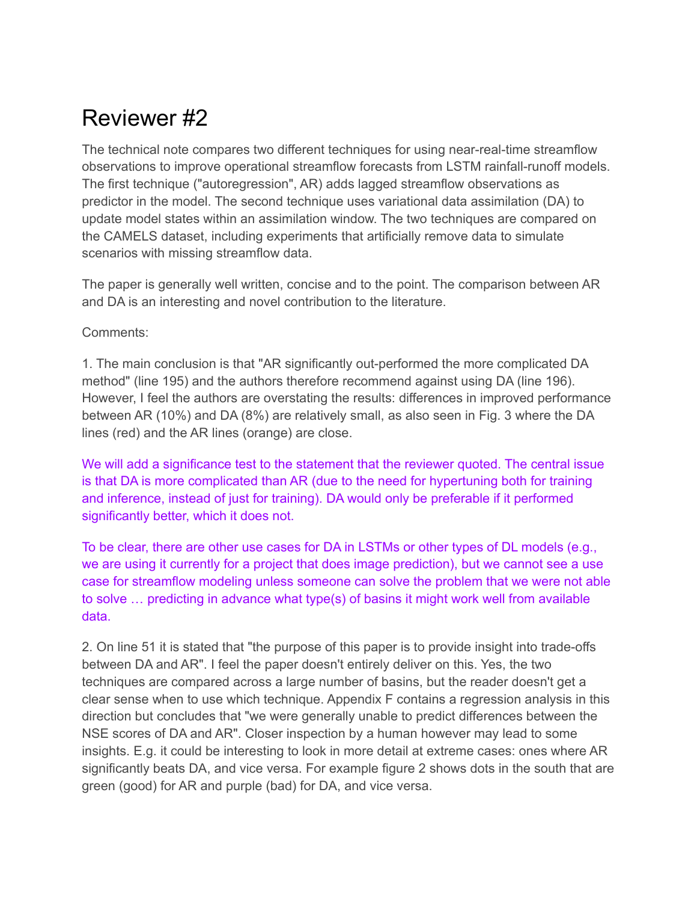# Reviewer #2

The technical note compares two different techniques for using near-real-time streamflow observations to improve operational streamflow forecasts from LSTM rainfall-runoff models. The first technique ("autoregression", AR) adds lagged streamflow observations as predictor in the model. The second technique uses variational data assimilation (DA) to update model states within an assimilation window. The two techniques are compared on the CAMELS dataset, including experiments that artificially remove data to simulate scenarios with missing streamflow data.

The paper is generally well written, concise and to the point. The comparison between AR and DA is an interesting and novel contribution to the literature.

Comments:

1. The main conclusion is that "AR significantly out-performed the more complicated DA method" (line 195) and the authors therefore recommend against using DA (line 196). However, I feel the authors are overstating the results: differences in improved performance between AR (10%) and DA (8%) are relatively small, as also seen in Fig. 3 where the DA lines (red) and the AR lines (orange) are close.

We will add a significance test to the statement that the reviewer quoted. The central issue is that DA is more complicated than AR (due to the need for hypertuning both for training and inference, instead of just for training). DA would only be preferable if it performed significantly better, which it does not.

To be clear, there are other use cases for DA in LSTMs or other types of DL models (e.g., we are using it currently for a project that does image prediction), but we cannot see a use case for streamflow modeling unless someone can solve the problem that we were not able to solve … predicting in advance what type(s) of basins it might work well from available data.

2. On line 51 it is stated that "the purpose of this paper is to provide insight into trade-offs between DA and AR". I feel the paper doesn't entirely deliver on this. Yes, the two techniques are compared across a large number of basins, but the reader doesn't get a clear sense when to use which technique. Appendix F contains a regression analysis in this direction but concludes that "we were generally unable to predict differences between the NSE scores of DA and AR". Closer inspection by a human however may lead to some insights. E.g. it could be interesting to look in more detail at extreme cases: ones where AR significantly beats DA, and vice versa. For example figure 2 shows dots in the south that are green (good) for AR and purple (bad) for DA, and vice versa.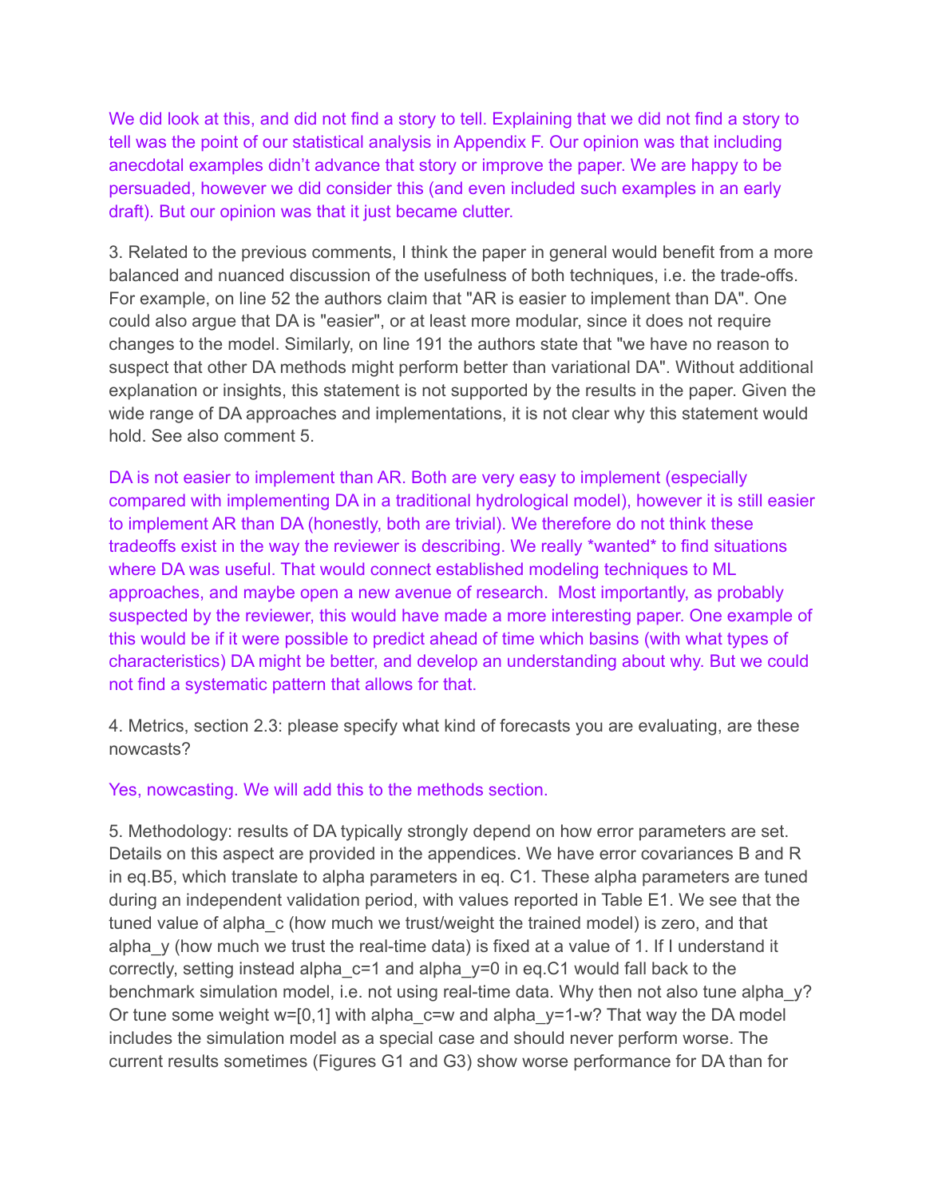We did look at this, and did not find a story to tell. Explaining that we did not find a story to tell was the point of our statistical analysis in Appendix F. Our opinion was that including anecdotal examples didn't advance that story or improve the paper. We are happy to be persuaded, however we did consider this (and even included such examples in an early draft). But our opinion was that it just became clutter.

3. Related to the previous comments, I think the paper in general would benefit from a more balanced and nuanced discussion of the usefulness of both techniques, i.e. the trade-offs. For example, on line 52 the authors claim that "AR is easier to implement than DA". One could also argue that DA is "easier", or at least more modular, since it does not require changes to the model. Similarly, on line 191 the authors state that "we have no reason to suspect that other DA methods might perform better than variational DA". Without additional explanation or insights, this statement is not supported by the results in the paper. Given the wide range of DA approaches and implementations, it is not clear why this statement would hold. See also comment 5.

DA is not easier to implement than AR. Both are very easy to implement (especially compared with implementing DA in a traditional hydrological model), however it is still easier to implement AR than DA (honestly, both are trivial). We therefore do not think these tradeoffs exist in the way the reviewer is describing. We really *wanted* to find situations where DA was useful. That would connect established modeling techniques to ML approaches, and maybe open a new avenue of research. Most importantly, as probably suspected by the reviewer, this would have made a more interesting paper. One example of this would be if it were possible to predict ahead of time which basins (with what types of characteristics) DA might be better, and develop an understanding about why. But we could not find a systematic pattern that allows for that.

4. Metrics, section 2.3: please specify what kind of forecasts you are evaluating, are these nowcasts?

Yes, nowcasting. We will add this to the methods section.

5. Methodology: results of DA typically strongly depend on how error parameters are set. Details on this aspect are provided in the appendices. We have error covariances B and R in eq.B5, which translate to alpha parameters in eq. C1. These alpha parameters are tuned during an independent validation period, with values reported in Table E1. We see that the tuned value of alpha_c (how much we trust/weight the trained model) is zero, and that alpha_y (how much we trust the real-time data) is fixed at a value of 1. If I understand it correctly, setting instead alpha_c=1 and alpha_y=0 in eq.C1 would fall back to the benchmark simulation model, i.e. not using real-time data. Why then not also tune alpha_y? Or tune some weight w=[0,1] with alpha_c=w and alpha_y=1-w? That way the DA model includes the simulation model as a special case and should never perform worse. The current results sometimes (Figures G1 and G3) show worse performance for DA than for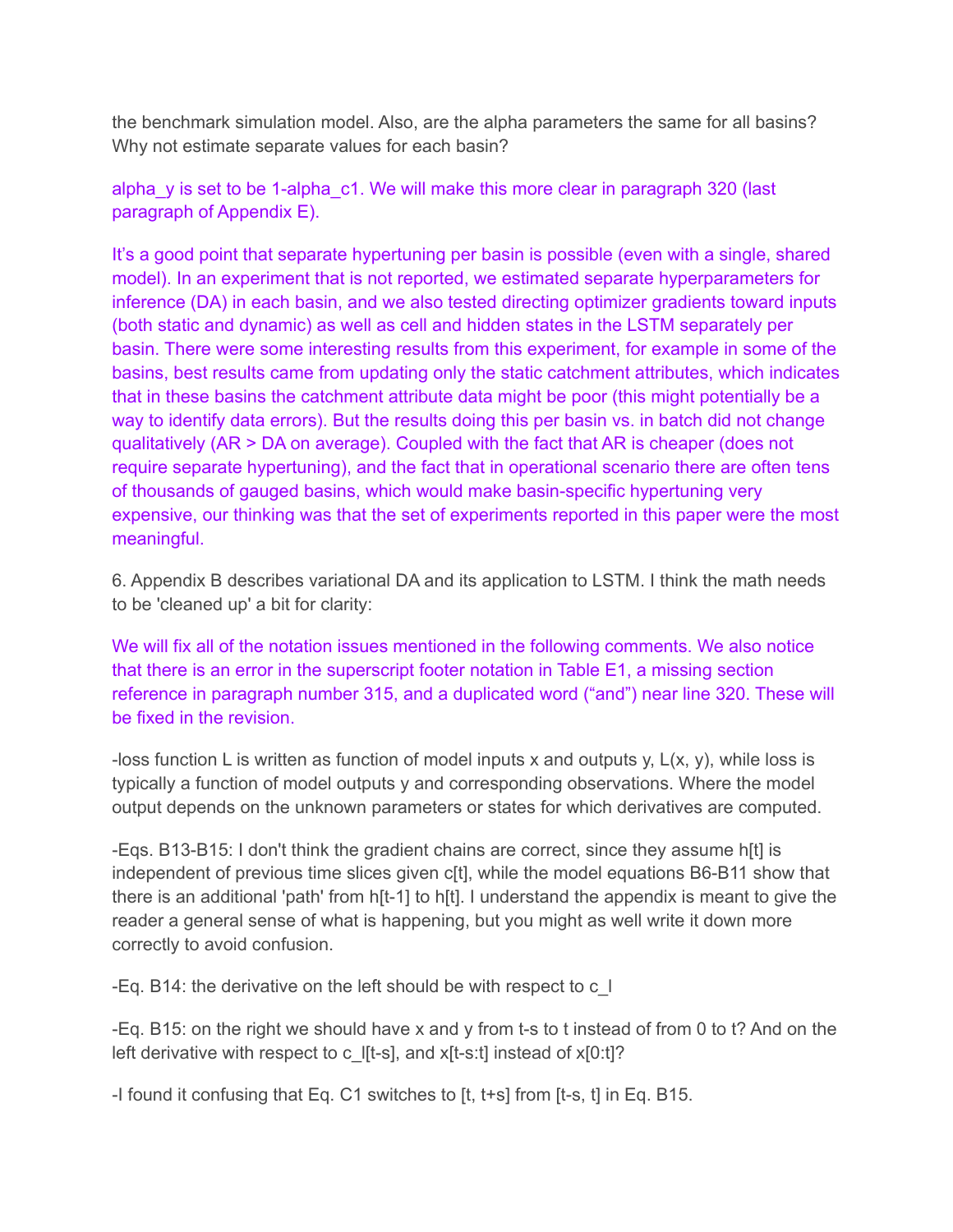the benchmark simulation model. Also, are the alpha parameters the same for all basins? Why not estimate separate values for each basin?

alpha_y is set to be 1-alpha_c1. We will make this more clear in paragraph 320 (last paragraph of Appendix E).

It's a good point that separate hypertuning per basin is possible (even with a single, shared model). In an experiment that is not reported, we estimated separate hyperparameters for inference (DA) in each basin, and we also tested directing optimizer gradients toward inputs (both static and dynamic) as well as cell and hidden states in the LSTM separately per basin. There were some interesting results from this experiment, for example in some of the basins, best results came from updating only the static catchment attributes, which indicates that in these basins the catchment attribute data might be poor (this might potentially be a way to identify data errors). But the results doing this per basin vs. in batch did not change qualitatively (AR > DA on average). Coupled with the fact that AR is cheaper (does not require separate hypertuning), and the fact that in operational scenario there are often tens of thousands of gauged basins, which would make basin-specific hypertuning very expensive, our thinking was that the set of experiments reported in this paper were the most meaningful.

6. Appendix B describes variational DA and its application to LSTM. I think the math needs to be 'cleaned up' a bit for clarity:

We will fix all of the notation issues mentioned in the following comments. We also notice that there is an error in the superscript footer notation in Table E1, a missing section reference in paragraph number 315, and a duplicated word ("and") near line 320. These will be fixed in the revision.

-loss function L is written as function of model inputs x and outputs y, L(x, y), while loss is typically a function of model outputs y and corresponding observations. Where the model output depends on the unknown parameters or states for which derivatives are computed.

-Eqs. B13-B15: I don't think the gradient chains are correct, since they assume h[t] is independent of previous time slices given c[t], while the model equations B6-B11 show that there is an additional 'path' from h[t-1] to h[t]. I understand the appendix is meant to give the reader a general sense of what is happening, but you might as well write it down more correctly to avoid confusion.

-Eq. B14: the derivative on the left should be with respect to c_l

-Eq. B15: on the right we should have x and y from t-s to t instead of from 0 to t? And on the left derivative with respect to c_l[t-s], and x[t-s:t] instead of x[0:t]?

-I found it confusing that Eq. C1 switches to [t, t+s] from [t-s, t] in Eq. B15.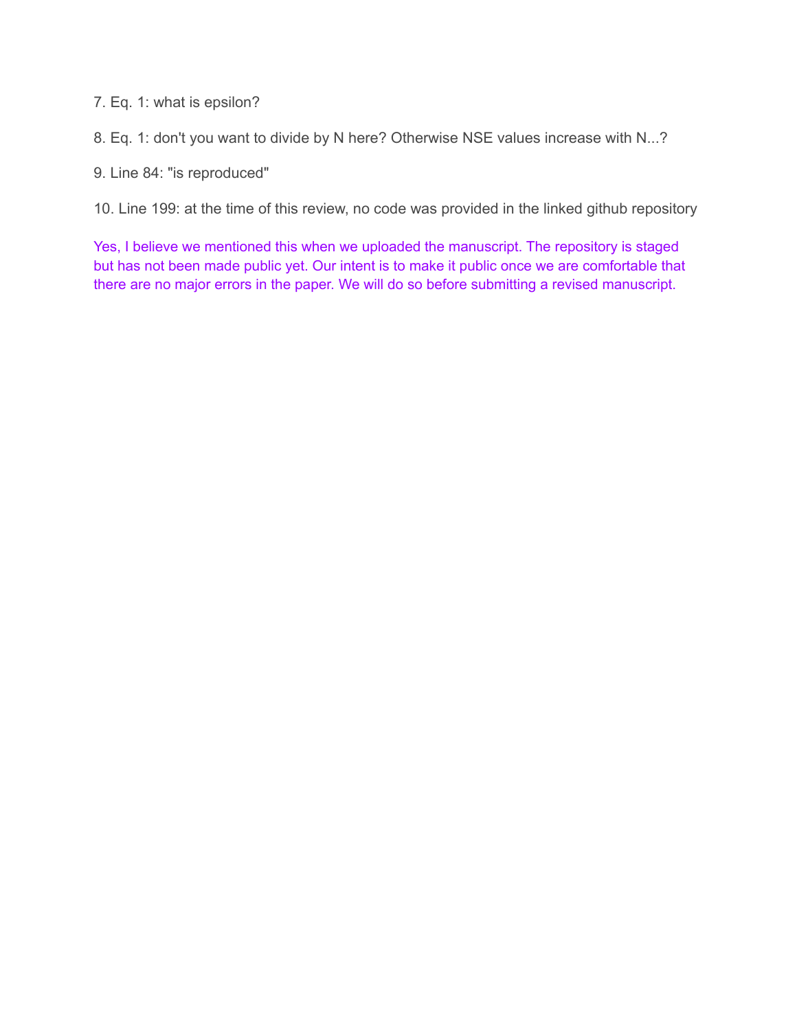7. Eq. 1: what is epsilon?

8. Eq. 1: don't you want to divide by N here? Otherwise NSE values increase with N...?

9. Line 84: "is reproduced"

10. Line 199: at the time of this review, no code was provided in the linked github repository

Yes, I believe we mentioned this when we uploaded the manuscript. The repository is staged but has not been made public yet. Our intent is to make it public once we are comfortable that there are no major errors in the paper. We will do so before submitting a revised manuscript.